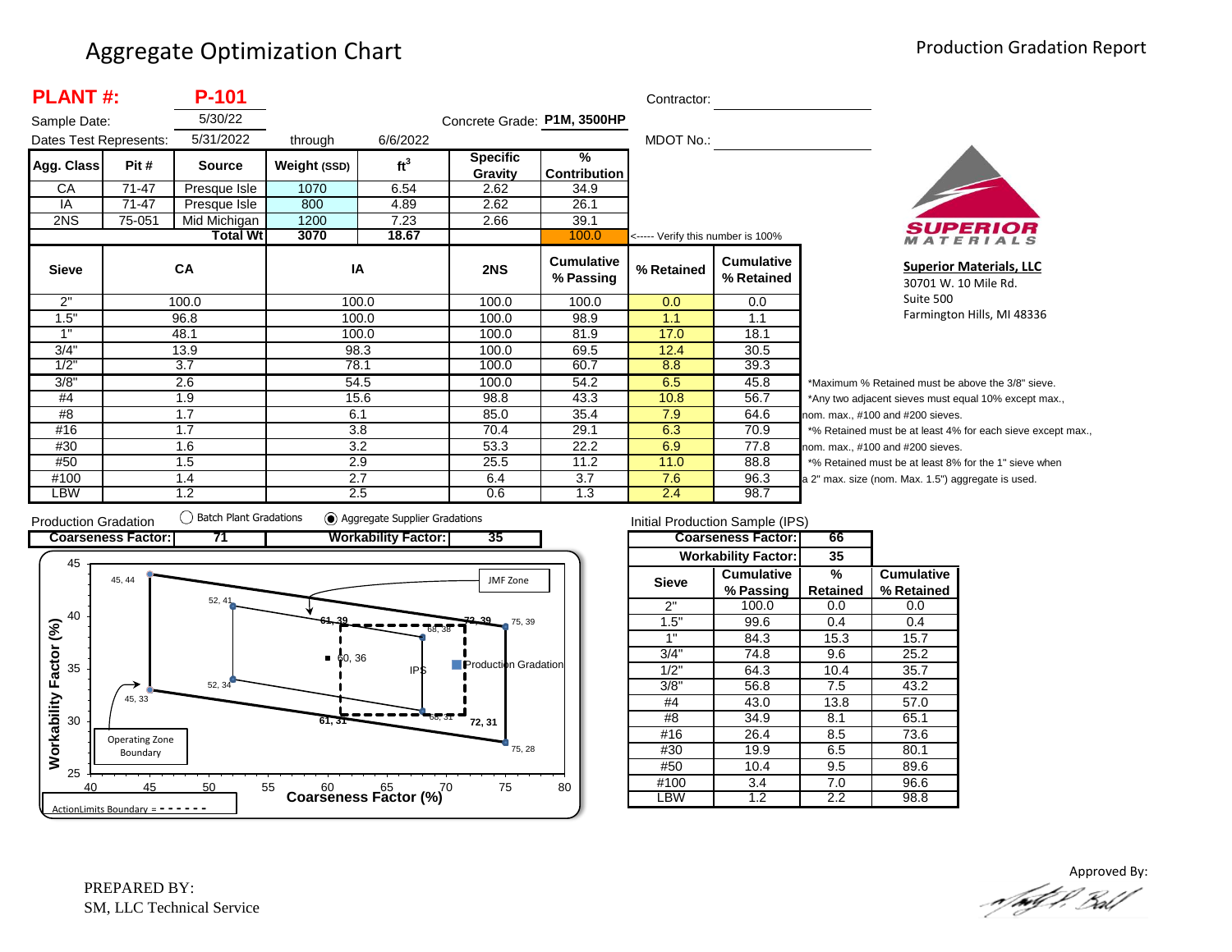# Aggregate Optimization Chart

Production Gradation Report

**PLANT #: P-101**

Sample Date: 5/30/22

Dates Test Represents: 5/31/2022 through 6/6/2022

Concrete Grade: **P1M, 3500HP**

Contractor:

MDOT No.:

| Agg. Class | Pit # | Source | Weight (SSD) | $ft^3$ | Specific Gravity | % Contribution |
|---|---|---|---|---|---|---|
| CA | 71-47 | Presque Isle | 1070 | 6.54 | 2.62 | 34.9 |
| IA | 71-47 | Presque Isle | 800 | 4.89 | 2.62 | 26.1 |
| 2NS | 75-051 | Mid Michigan | 1200 | 7.23 | 2.66 | 39.1 |
| | | **Total Wt** | **3070** | **18.67** | | 100.0 |

<----- Verify this number is 100%

| Sieve | CA | IA | 2NS | Cumulative % Passing | % Retained | Cumulative % Retained |
|---|---|---|---|---|---|---|
| 2" | 100.0 | 100.0 | 100.0 | 100.0 | 0.0 | 0.0 |
| 1.5" | 96.8 | 100.0 | 100.0 | 98.9 | 1.1 | 1.1 |
| 1" | 48.1 | 100.0 | 100.0 | 81.9 | 17.0 | 18.1 |
| 3/4" | 13.9 | 98.3 | 100.0 | 69.5 | 12.4 | 30.5 |
| 1/2" | 3.7 | 78.1 | 100.0 | 60.7 | 8.8 | 39.3 |
| 3/8" | 2.6 | 54.5 | 100.0 | 54.2 | 6.5 | 45.8 |
| #4 | 1.9 | 15.6 | 98.8 | 43.3 | 10.8 | 56.7 |
| #8 | 1.7 | 6.1 | 85.0 | 35.4 | 7.9 | 64.6 |
| #16 | 1.7 | 3.8 | 70.4 | 29.1 | 6.3 | 70.9 |
| #30 | 1.6 | 3.2 | 53.3 | 22.2 | 6.9 | 77.8 |
| #50 | 1.5 | 2.9 | 25.5 | 11.2 | 11.0 | 88.8 |
| #100 | 1.4 | 2.7 | 6.4 | 3.7 | 7.6 | 96.3 |
| LBW | 1.2 | 2.5 | 0.6 | 1.3 | 2.4 | 98.7 |

*Maximum % Retained must be above the 3/8" sieve.
*Any two adjacent sieves must equal 10% except max., nom. max., #100 and #200 sieves.
*% Retained must be at least 4% for each sieve except max., nom. max., #100 and #200 sieves.
*% Retained must be at least 8% for the 1" sieve when a 2" max. size (nom. Max. 1.5") aggregate is used.

**Superior Materials, LLC**
30701 W. 10 Mile Rd.
Suite 500
Farmington Hills, MI 48336

Production Gradation ○ Batch Plant Gradations ◉ Aggregate Supplier Gradations

**Coarseness Factor:** 71 **Workability Factor:** 35

Initial Production Sample (IPS)

**Coarseness Factor:** 66
**Workability Factor:** 35

| Sieve | Cumulative % Passing | % Retained | Cumulative % Retained |
|---|---|---|---|
| 2" | 100.0 | 0.0 | 0.0 |
| 1.5" | 99.6 | 0.4 | 0.4 |
| 1" | 84.3 | 15.3 | 15.7 |
| 3/4" | 74.8 | 9.6 | 25.2 |
| 1/2" | 64.3 | 10.4 | 35.7 |
| 3/8" | 56.8 | 7.5 | 43.2 |
| #4 | 43.0 | 13.8 | 57.0 |
| #8 | 34.9 | 8.1 | 65.1 |
| #16 | 26.4 | 8.5 | 73.6 |
| #30 | 19.9 | 6.5 | 80.1 |
| #50 | 10.4 | 9.5 | 89.6 |
| #100 | 3.4 | 7.0 | 96.6 |
| LBW | 1.2 | 2.2 | 98.8 |

PREPARED BY:
SM, LLC Technical Service

Approved By: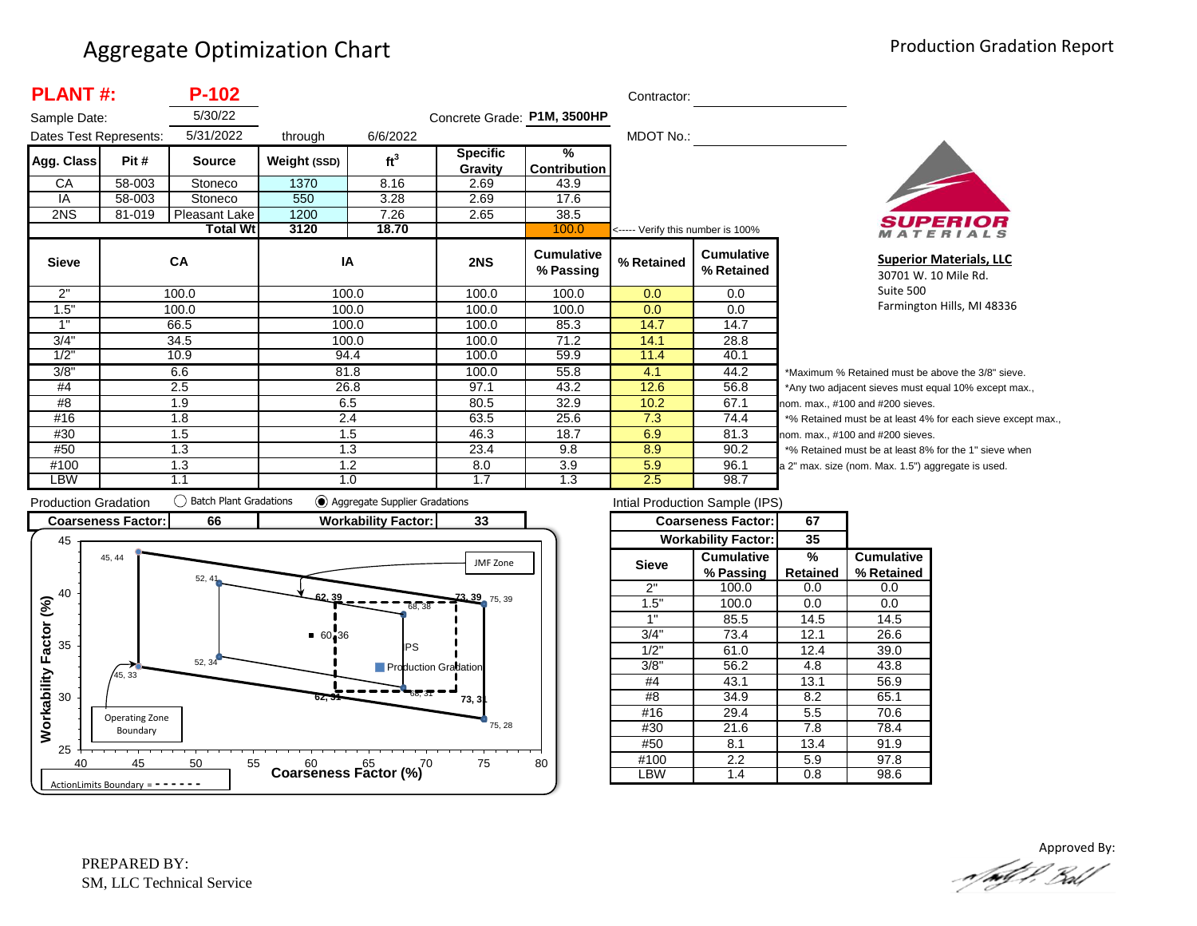# Aggregate Optimization Chart

Production Gradation Report

**PLANT #:** **P-102**

Sample Date: 5/30/22

Dates Test Represents: 5/31/2022 through 6/6/2022

Concrete Grade: **P1M, 3500HP**

Contractor: ____________

MDOT No.: ____________

| Agg. Class | Pit # | Source | Weight (SSD) | $ft^3$ | Specific Gravity | % Contribution |
|---|---|---|---|---|---|---|
| CA | 58-003 | Stoneco | 1370 | 8.16 | 2.69 | 43.9 |
| IA | 58-003 | Stoneco | 550 | 3.28 | 2.69 | 17.6 |
| 2NS | 81-019 | Pleasant Lake | 1200 | 7.26 | 2.65 | 38.5 |
| | | **Total Wt** | **3120** | **18.70** | | 100.0 |

<----- Verify this number is 100%

| Sieve | CA | IA | 2NS | Cumulative % Passing | % Retained | Cumulative % Retained |
|---|---|---|---|---|---|---|
| 2" | 100.0 | 100.0 | 100.0 | 100.0 | 0.0 | 0.0 |
| 1.5" | 100.0 | 100.0 | 100.0 | 100.0 | 0.0 | 0.0 |
| 1" | 66.5 | 100.0 | 100.0 | 85.3 | 14.7 | 14.7 |
| 3/4" | 34.5 | 100.0 | 100.0 | 71.2 | 14.1 | 28.8 |
| 1/2" | 10.9 | 94.4 | 100.0 | 59.9 | 11.4 | 40.1 |
| 3/8" | 6.6 | 81.8 | 100.0 | 55.8 | 4.1 | 44.2 |
| #4 | 2.5 | 26.8 | 97.1 | 43.2 | 12.6 | 56.8 |
| #8 | 1.9 | 6.5 | 80.5 | 32.9 | 10.2 | 67.1 |
| #16 | 1.8 | 2.4 | 63.5 | 25.6 | 7.3 | 74.4 |
| #30 | 1.5 | 1.5 | 46.3 | 18.7 | 6.9 | 81.3 |
| #50 | 1.3 | 1.3 | 23.4 | 9.8 | 8.9 | 90.2 |
| #100 | 1.3 | 1.2 | 8.0 | 3.9 | 5.9 | 96.1 |
| LBW | 1.1 | 1.0 | 1.7 | 1.3 | 2.5 | 98.7 |

*Maximum % Retained must be above the 3/8" sieve.
*Any two adjacent sieves must equal 10% except max., nom. max., #100 and #200 sieves.
*% Retained must be at least 4% for each sieve except max., nom. max., #100 and #200 sieves.
*% Retained must be at least 8% for the 1" sieve when a 2" max. size (nom. Max. 1.5") aggregate is used.

**Superior Materials, LLC**
30701 W. 10 Mile Rd.
Suite 500
Farmington Hills, MI 48336

Production Gradation ◯ Batch Plant Gradations ◉ Aggregate Supplier Gradations

| Coarseness Factor: | 66 | Workability Factor: | 33 |
|---|---|---|---|

Chart: Workability Factor (%) vs. Coarseness Factor (%). Operating Zone Boundary points: 45, 44; 52, 41; 75, 39; 75, 28; 52, 34; 45, 33. Action Limits Boundary: 62, 39; 73, 39; 73, 31; 62, 31. JMF Zone; IPS 68, 38; Production Gradation 68, 31; 60, 36. ActionLimits Boundary = - - - - - -

Intial Production Sample (IPS)

| Coarseness Factor: | 67 |
|---|---|
| Workability Factor: | 35 |

| Sieve | Cumulative % Passing | % Retained | Cumulative % Retained |
|---|---|---|---|
| 2" | 100.0 | 0.0 | 0.0 |
| 1.5" | 100.0 | 0.0 | 0.0 |
| 1" | 85.5 | 14.5 | 14.5 |
| 3/4" | 73.4 | 12.1 | 26.6 |
| 1/2" | 61.0 | 12.4 | 39.0 |
| 3/8" | 56.2 | 4.8 | 43.8 |
| #4 | 43.1 | 13.1 | 56.9 |
| #8 | 34.9 | 8.2 | 65.1 |
| #16 | 29.4 | 5.5 | 70.6 |
| #30 | 21.6 | 7.8 | 78.4 |
| #50 | 8.1 | 13.4 | 91.9 |
| #100 | 2.2 | 5.9 | 97.8 |
| LBW | 1.4 | 0.8 | 98.6 |

PREPARED BY:
SM, LLC Technical Service

Approved By: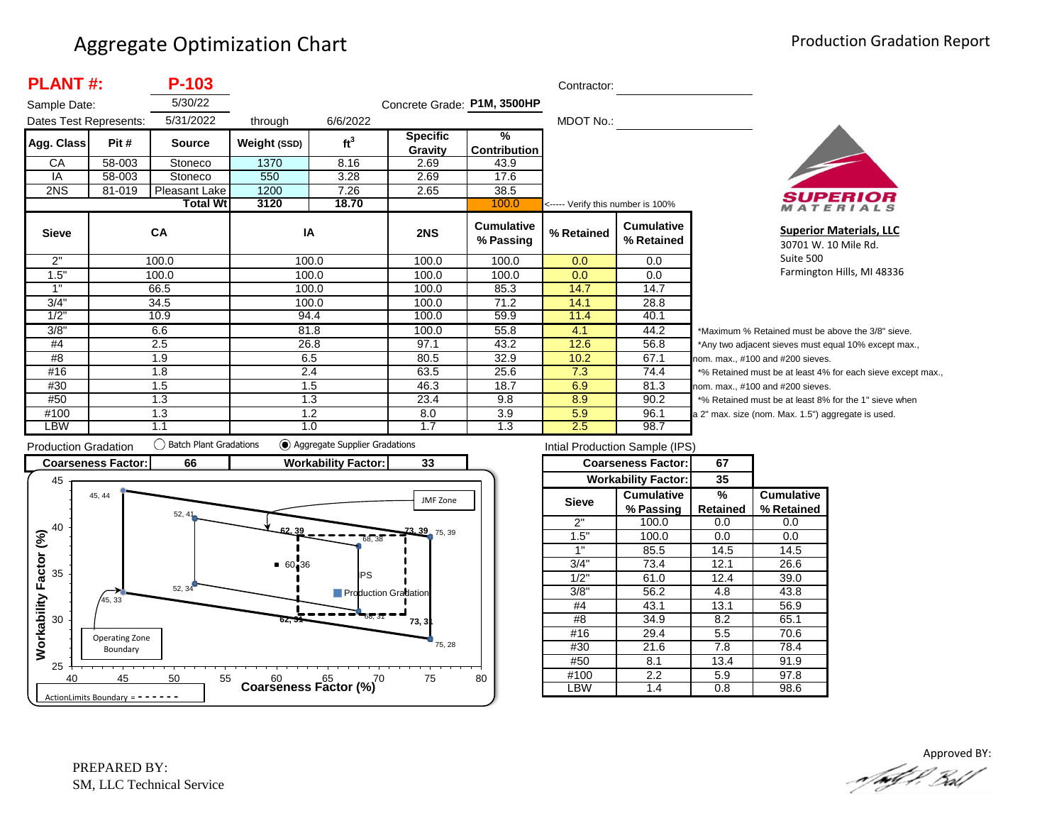# Aggregate Optimization Chart

Production Gradation Report

**PLANT #:** **P-103**

Sample Date: 5/30/22

Dates Test Represents: 5/31/2022 through 6/6/2022

Concrete Grade: **P1M, 3500HP**

Contractor:

MDOT No.:

| Agg. Class | Pit # | Source | Weight (SSD) | ft³ | Specific Gravity | % Contribution |
|---|---|---|---|---|---|---|
| CA | 58-003 | Stoneco | 1370 | 8.16 | 2.69 | 43.9 |
| IA | 58-003 | Stoneco | 550 | 3.28 | 2.69 | 17.6 |
| 2NS | 81-019 | Pleasant Lake | 1200 | 7.26 | 2.65 | 38.5 |
| | | **Total Wt** | 3120 | 18.70 | | 100.0 |

<----- Verify this number is 100%

**SUPERIOR MATERIALS**

**Superior Materials, LLC**
30701 W. 10 Mile Rd.
Suite 500
Farmington Hills, MI 48336

| Sieve | CA | IA | 2NS | Cumulative % Passing | % Retained | Cumulative % Retained |
|---|---|---|---|---|---|---|
| 2" | 100.0 | 100.0 | 100.0 | 100.0 | 0.0 | 0.0 |
| 1.5" | 100.0 | 100.0 | 100.0 | 100.0 | 0.0 | 0.0 |
| 1" | 66.5 | 100.0 | 100.0 | 85.3 | 14.7 | 14.7 |
| 3/4" | 34.5 | 100.0 | 100.0 | 71.2 | 14.1 | 28.8 |
| 1/2" | 10.9 | 94.4 | 100.0 | 59.9 | 11.4 | 40.1 |
| 3/8" | 6.6 | 81.8 | 100.0 | 55.8 | 4.1 | 44.2 |
| #4 | 2.5 | 26.8 | 97.1 | 43.2 | 12.6 | 56.8 |
| #8 | 1.9 | 6.5 | 80.5 | 32.9 | 10.2 | 67.1 |
| #16 | 1.8 | 2.4 | 63.5 | 25.6 | 7.3 | 74.4 |
| #30 | 1.5 | 1.5 | 46.3 | 18.7 | 6.9 | 81.3 |
| #50 | 1.3 | 1.3 | 23.4 | 9.8 | 8.9 | 90.2 |
| #100 | 1.3 | 1.2 | 8.0 | 3.9 | 5.9 | 96.1 |
| LBW | 1.1 | 1.0 | 1.7 | 1.3 | 2.5 | 98.7 |

*Maximum % Retained must be above the 3/8" sieve.
*Any two adjacent sieves must equal 10% except max., nom. max., #100 and #200 sieves.
*% Retained must be at least 4% for each sieve except max., nom. max., #100 and #200 sieves.
*% Retained must be at least 8% for the 1" sieve when a 2" max. size (nom. Max. 1.5") aggregate is used.

Production Gradation ◯ Batch Plant Gradations ◉ Aggregate Supplier Gradations

| Coarseness Factor: | 66 | Workability Factor: | 33 |
|---|---|---|---|

Intial Production Sample (IPS)

| Coarseness Factor: | 67 |
|---|---|
| Workability Factor: | 35 |

| Sieve | Cumulative % Passing | % Retained | Cumulative % Retained |
|---|---|---|---|
| 2" | 100.0 | 0.0 | 0.0 |
| 1.5" | 100.0 | 0.0 | 0.0 |
| 1" | 85.5 | 14.5 | 14.5 |
| 3/4" | 73.4 | 12.1 | 26.6 |
| 1/2" | 61.0 | 12.4 | 39.0 |
| 3/8" | 56.2 | 4.8 | 43.8 |
| #4 | 43.1 | 13.1 | 56.9 |
| #8 | 34.9 | 8.2 | 65.1 |
| #16 | 29.4 | 5.5 | 70.6 |
| #30 | 21.6 | 7.8 | 78.4 |
| #50 | 8.1 | 13.4 | 91.9 |
| #100 | 2.2 | 5.9 | 97.8 |
| LBW | 1.4 | 0.8 | 98.6 |

Chart: Workability Factor (%) vs Coarseness Factor (%). Points: 45, 44; 52, 41; 52, 34; 45, 33; 75, 39; 75, 28; JMF Zone: 62, 39; 73, 39; 68, 38; 62, 31; 68, 31; 73, 31; 60, 36; IPS; Production Gradation. Operating Zone Boundary. ActionLimits Boundary = - - - - - -

PREPARED BY:
SM, LLC Technical Service

Approved BY: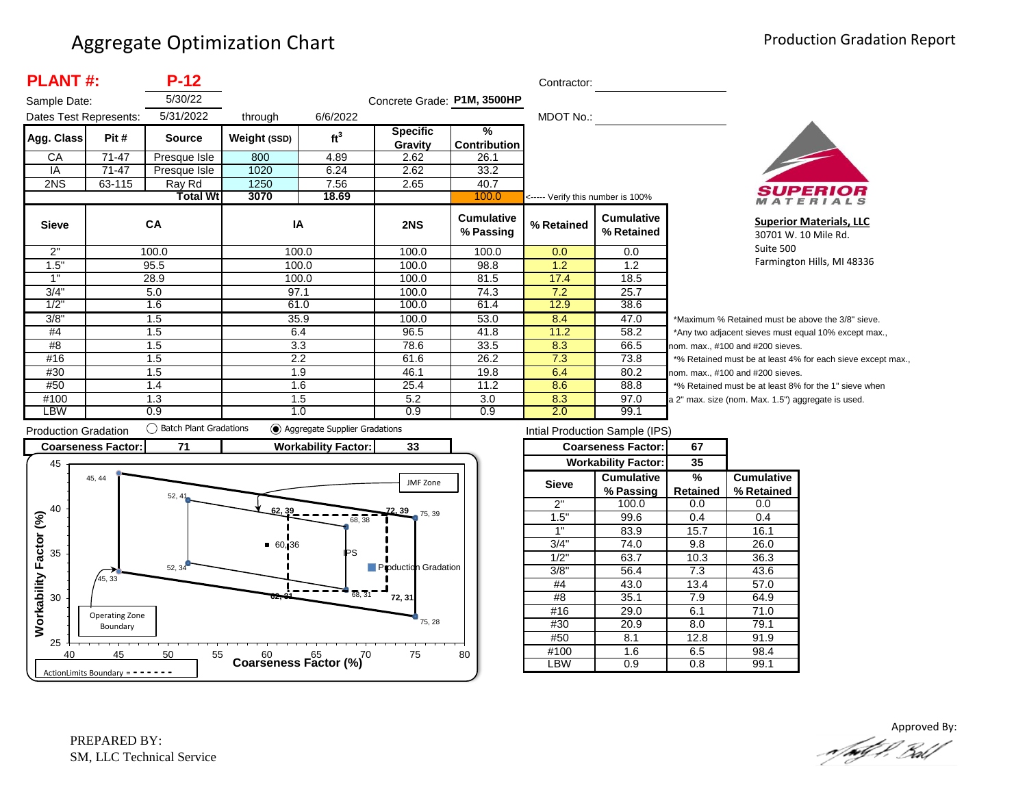# Aggregate Optimization Chart

Production Gradation Report

**PLANT #:** **P-12**

Sample Date: 5/30/22

Dates Test Represents: 5/31/2022 through 6/6/2022

Concrete Grade: **P1M, 3500HP**

Contractor: 

MDOT No.: 

| Agg. Class | Pit # | Source | Weight (SSD) | $ft^3$ | Specific Gravity | % Contribution |
|---|---|---|---|---|---|---|
| CA | 71-47 | Presque Isle | 800 | 4.89 | 2.62 | 26.1 |
| IA | 71-47 | Presque Isle | 1020 | 6.24 | 2.62 | 33.2 |
| 2NS | 63-115 | Ray Rd | 1250 | 7.56 | 2.65 | 40.7 |
| | | **Total Wt** | **3070** | **18.69** | | 100.0 |

<----- Verify this number is 100%

| Sieve | CA | IA | 2NS | Cumulative % Passing | % Retained | Cumulative % Retained |
|---|---|---|---|---|---|---|
| 2" | 100.0 | 100.0 | 100.0 | 100.0 | 0.0 | 0.0 |
| 1.5" | 95.5 | 100.0 | 100.0 | 98.8 | 1.2 | 1.2 |
| 1" | 28.9 | 100.0 | 100.0 | 81.5 | 17.4 | 18.5 |
| 3/4" | 5.0 | 97.1 | 100.0 | 74.3 | 7.2 | 25.7 |
| 1/2" | 1.6 | 61.0 | 100.0 | 61.4 | 12.9 | 38.6 |
| 3/8" | 1.5 | 35.9 | 100.0 | 53.0 | 8.4 | 47.0 |
| #4 | 1.5 | 6.4 | 96.5 | 41.8 | 11.2 | 58.2 |
| #8 | 1.5 | 3.3 | 78.6 | 33.5 | 8.3 | 66.5 |
| #16 | 1.5 | 2.2 | 61.6 | 26.2 | 7.3 | 73.8 |
| #30 | 1.5 | 1.9 | 46.1 | 19.8 | 6.4 | 80.2 |
| #50 | 1.4 | 1.6 | 25.4 | 11.2 | 8.6 | 88.8 |
| #100 | 1.3 | 1.5 | 5.2 | 3.0 | 8.3 | 97.0 |
| LBW | 0.9 | 1.0 | 0.9 | 0.9 | 2.0 | 99.1 |

*Maximum % Retained must be above the 3/8" sieve.
*Any two adjacent sieves must equal 10% except max., nom. max., #100 and #200 sieves.
*% Retained must be at least 4% for each sieve except max., nom. max., #100 and #200 sieves.
*% Retained must be at least 8% for the 1" sieve when a 2" max. size (nom. Max. 1.5") aggregate is used.

**Superior Materials, LLC**
30701 W. 10 Mile Rd.
Suite 500
Farmington Hills, MI 48336

Production Gradation ( ) Batch Plant Gradations (●) Aggregate Supplier Gradations

**Coarseness Factor:** 71 **Workability Factor:** 33

Intial Production Sample (IPS)

**Coarseness Factor:** 67
**Workability Factor:** 35

| Sieve | Cumulative % Passing | % Retained | Cumulative % Retained |
|---|---|---|---|
| 2" | 100.0 | 0.0 | 0.0 |
| 1.5" | 99.6 | 0.4 | 0.4 |
| 1" | 83.9 | 15.7 | 16.1 |
| 3/4" | 74.0 | 9.8 | 26.0 |
| 1/2" | 63.7 | 10.3 | 36.3 |
| 3/8" | 56.4 | 7.3 | 43.6 |
| #4 | 43.0 | 13.4 | 57.0 |
| #8 | 35.1 | 7.9 | 64.9 |
| #16 | 29.0 | 6.1 | 71.0 |
| #30 | 20.9 | 8.0 | 79.1 |
| #50 | 8.1 | 12.8 | 91.9 |
| #100 | 1.6 | 6.5 | 98.4 |
| LBW | 0.9 | 0.8 | 99.1 |

Workability Factor (%) vs. Coarseness Factor (%) chart — points: 45, 44; 52, 41; 62, 39; 72, 39; 75, 39; 68, 38; 60, 36; 52, 34; 45, 33; 62, 31; 68, 31; 72, 31; 75, 28. Labels: JMF Zone, IPS, Production Gradation, Operating Zone Boundary, ActionLimits Boundary = - - - - - -

PREPARED BY:
SM, LLC Technical Service

Approved By: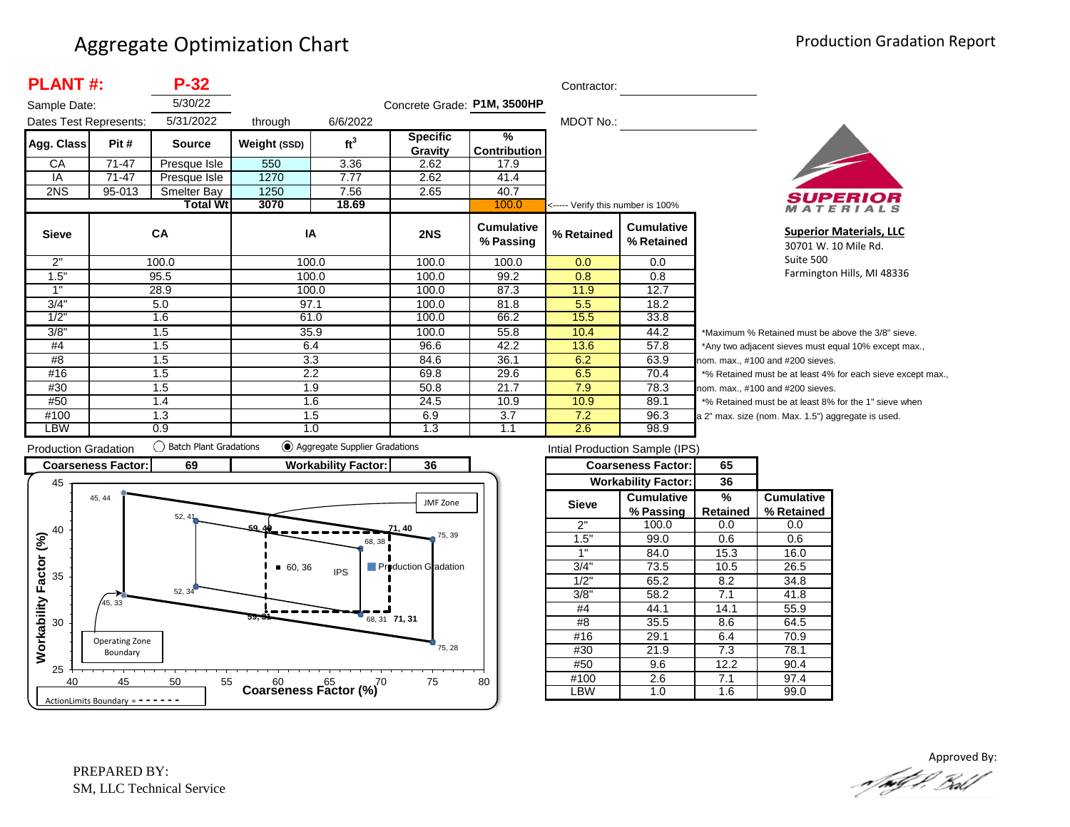# Aggregate Optimization Chart

Production Gradation Report

**PLANT #:** **P-32**

Sample Date: 5/30/22

Dates Test Represents: 5/31/2022 through 6/6/2022

Concrete Grade: **P1M, 3500HP**

Contractor:

MDOT No.:

| Agg. Class | Pit # | Source | Weight (SSD) | $ft^3$ | Specific Gravity | % Contribution |
|---|---|---|---|---|---|---|
| CA | 71-47 | Presque Isle | 550 | 3.36 | 2.62 | 17.9 |
| IA | 71-47 | Presque Isle | 1270 | 7.77 | 2.62 | 41.4 |
| 2NS | 95-013 | Smelter Bay | 1250 | 7.56 | 2.65 | 40.7 |
| | | **Total Wt** | **3070** | **18.69** | | 100.0 |

<----- Verify this number is 100%

| Sieve | CA | IA | 2NS | Cumulative % Passing | % Retained | Cumulative % Retained |
|---|---|---|---|---|---|---|
| 2" | 100.0 | 100.0 | 100.0 | 100.0 | 0.0 | 0.0 |
| 1.5" | 95.5 | 100.0 | 100.0 | 99.2 | 0.8 | 0.8 |
| 1" | 28.9 | 100.0 | 100.0 | 87.3 | 11.9 | 12.7 |
| 3/4" | 5.0 | 97.1 | 100.0 | 81.8 | 5.5 | 18.2 |
| 1/2" | 1.6 | 61.0 | 100.0 | 66.2 | 15.5 | 33.8 |
| 3/8" | 1.5 | 35.9 | 100.0 | 55.8 | 10.4 | 44.2 |
| #4 | 1.5 | 6.4 | 96.6 | 42.2 | 13.6 | 57.8 |
| #8 | 1.5 | 3.3 | 84.6 | 36.1 | 6.2 | 63.9 |
| #16 | 1.5 | 2.2 | 69.8 | 29.6 | 6.5 | 70.4 |
| #30 | 1.5 | 1.9 | 50.8 | 21.7 | 7.9 | 78.3 |
| #50 | 1.4 | 1.6 | 24.5 | 10.9 | 10.9 | 89.1 |
| #100 | 1.3 | 1.5 | 6.9 | 3.7 | 7.2 | 96.3 |
| LBW | 0.9 | 1.0 | 1.3 | 1.1 | 2.6 | 98.9 |

*Maximum % Retained must be above the 3/8" sieve.
*Any two adjacent sieves must equal 10% except max., nom. max., #100 and #200 sieves.
*% Retained must be at least 4% for each sieve except max., nom. max., #100 and #200 sieves.
*% Retained must be at least 8% for the 1" sieve when a 2" max. size (nom. Max. 1.5") aggregate is used.

**Superior Materials, LLC**
30701 W. 10 Mile Rd.
Suite 500
Farmington Hills, MI 48336

Production Gradation ◯ Batch Plant Gradations ◉ Aggregate Supplier Gradations

**Coarseness Factor:** 69 **Workability Factor:** 36

Intial Production Sample (IPS)

| Sieve | Cumulative % Passing | % Retained | Cumulative % Retained |
|---|---|---|---|
| | **Coarseness Factor:** | 65 | |
| | **Workability Factor:** | 36 | |
| 2" | 100.0 | 0.0 | 0.0 |
| 1.5" | 99.0 | 0.6 | 0.6 |
| 1" | 84.0 | 15.3 | 16.0 |
| 3/4" | 73.5 | 10.5 | 26.5 |
| 1/2" | 65.2 | 8.2 | 34.8 |
| 3/8" | 58.2 | 7.1 | 41.8 |
| #4 | 44.1 | 14.1 | 55.9 |
| #8 | 35.5 | 8.6 | 64.5 |
| #16 | 29.1 | 6.4 | 70.9 |
| #30 | 21.9 | 7.3 | 78.1 |
| #50 | 9.6 | 12.2 | 90.4 |
| #100 | 2.6 | 7.1 | 97.4 |
| LBW | 1.0 | 1.6 | 99.0 |

PREPARED BY:
SM, LLC Technical Service

Approved By: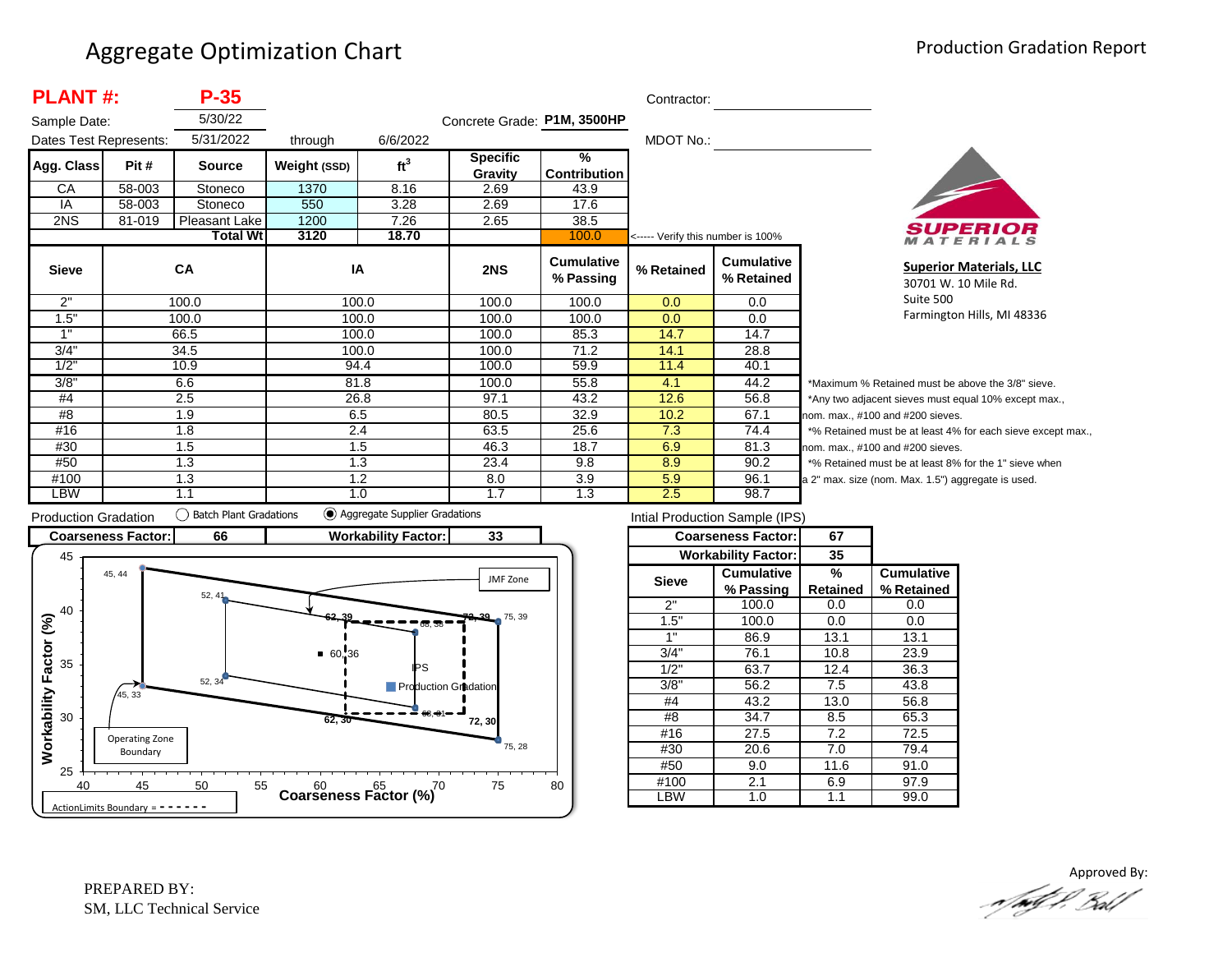# Aggregate Optimization Chart

Production Gradation Report

**PLANT #: P-35**

Sample Date: 5/30/22

Dates Test Represents: 5/31/2022 through 6/6/2022

Concrete Grade: **P1M, 3500HP**

Contractor:

MDOT No.:

| Agg. Class | Pit # | Source | Weight (SSD) | $ft^3$ | Specific Gravity | % Contribution |
|---|---|---|---|---|---|---|
| CA | 58-003 | Stoneco | 1370 | 8.16 | 2.69 | 43.9 |
| IA | 58-003 | Stoneco | 550 | 3.28 | 2.69 | 17.6 |
| 2NS | 81-019 | Pleasant Lake | 1200 | 7.26 | 2.65 | 38.5 |
| | | **Total Wt** | **3120** | **18.70** | | 100.0 |

<----- Verify this number is 100%

| Sieve | CA | IA | 2NS | Cumulative % Passing | % Retained | Cumulative % Retained |
|---|---|---|---|---|---|---|
| 2" | 100.0 | 100.0 | 100.0 | 100.0 | 0.0 | 0.0 |
| 1.5" | 100.0 | 100.0 | 100.0 | 100.0 | 0.0 | 0.0 |
| 1" | 66.5 | 100.0 | 100.0 | 85.3 | 14.7 | 14.7 |
| 3/4" | 34.5 | 100.0 | 100.0 | 71.2 | 14.1 | 28.8 |
| 1/2" | 10.9 | 94.4 | 100.0 | 59.9 | 11.4 | 40.1 |
| 3/8" | 6.6 | 81.8 | 100.0 | 55.8 | 4.1 | 44.2 |
| #4 | 2.5 | 26.8 | 97.1 | 43.2 | 12.6 | 56.8 |
| #8 | 1.9 | 6.5 | 80.5 | 32.9 | 10.2 | 67.1 |
| #16 | 1.8 | 2.4 | 63.5 | 25.6 | 7.3 | 74.4 |
| #30 | 1.5 | 1.5 | 46.3 | 18.7 | 6.9 | 81.3 |
| #50 | 1.3 | 1.3 | 23.4 | 9.8 | 8.9 | 90.2 |
| #100 | 1.3 | 1.2 | 8.0 | 3.9 | 5.9 | 96.1 |
| LBW | 1.1 | 1.0 | 1.7 | 1.3 | 2.5 | 98.7 |

*Maximum % Retained must be above the 3/8" sieve.
*Any two adjacent sieves must equal 10% except max., nom. max., #100 and #200 sieves.
*% Retained must be at least 4% for each sieve except max., nom. max., #100 and #200 sieves.
*% Retained must be at least 8% for the 1" sieve when a 2" max. size (nom. Max. 1.5") aggregate is used.

**Superior Materials, LLC**
30701 W. 10 Mile Rd.
Suite 500
Farmington Hills, MI 48336

Production Gradation ◯ Batch Plant Gradations ◉ Aggregate Supplier Gradations

| Coarseness Factor: | 66 | Workability Factor: | 33 |
|---|---|---|---|

Intial Production Sample (IPS)

| | Coarseness Factor: | 67 | |
|---|---|---|---|
| | Workability Factor: | 35 | |
| Sieve | Cumulative % Passing | % Retained | Cumulative % Retained |
| 2" | 100.0 | 0.0 | 0.0 |
| 1.5" | 100.0 | 0.0 | 0.0 |
| 1" | 86.9 | 13.1 | 13.1 |
| 3/4" | 76.1 | 10.8 | 23.9 |
| 1/2" | 63.7 | 12.4 | 36.3 |
| 3/8" | 56.2 | 7.5 | 43.8 |
| #4 | 43.2 | 13.0 | 56.8 |
| #8 | 34.7 | 8.5 | 65.3 |
| #16 | 27.5 | 7.2 | 72.5 |
| #30 | 20.6 | 7.0 | 79.4 |
| #50 | 9.0 | 11.6 | 91.0 |
| #100 | 2.1 | 6.9 | 97.9 |
| LBW | 1.0 | 1.1 | 99.0 |

PREPARED BY:
SM, LLC Technical Service

Approved By: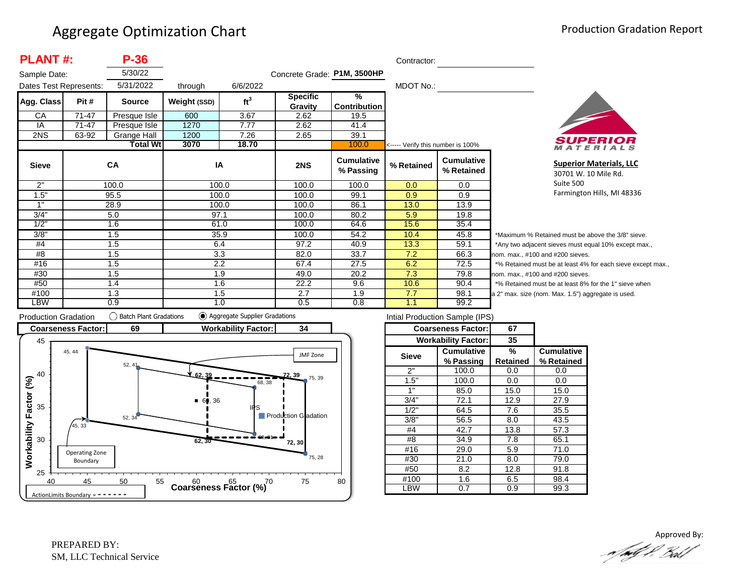# Aggregate Optimization Chart

Production Gradation Report

**PLANT #:** **P-36**

Sample Date: 5/30/22

Dates Test Represents: 5/31/2022 through 6/6/2022

Concrete Grade: **P1M, 3500HP**

Contractor:

MDOT No.:

| Agg. Class | Pit # | Source | Weight (SSD) | ft³ | Specific Gravity | % Contribution |
|---|---|---|---|---|---|---|
| CA | 71-47 | Presque Isle | 600 | 3.67 | 2.62 | 19.5 |
| IA | 71-47 | Presque Isle | 1270 | 7.77 | 2.62 | 41.4 |
| 2NS | 63-92 | Grange Hall | 1200 | 7.26 | 2.65 | 39.1 |
| | | **Total Wt** | **3070** | **18.70** | | 100.0 |

<----- Verify this number is 100%

**SUPERIOR MATERIALS**

**Superior Materials, LLC**
30701 W. 10 Mile Rd.
Suite 500
Farmington Hills, MI 48336

| Sieve | CA | IA | 2NS | Cumulative % Passing | % Retained | Cumulative % Retained |
|---|---|---|---|---|---|---|
| 2" | 100.0 | 100.0 | 100.0 | 100.0 | 0.0 | 0.0 |
| 1.5" | 95.5 | 100.0 | 100.0 | 99.1 | 0.9 | 0.9 |
| 1" | 28.9 | 100.0 | 100.0 | 86.1 | 13.0 | 13.9 |
| 3/4" | 5.0 | 97.1 | 100.0 | 80.2 | 5.9 | 19.8 |
| 1/2" | 1.6 | 61.0 | 100.0 | 64.6 | 15.6 | 35.4 |
| 3/8" | 1.5 | 35.9 | 100.0 | 54.2 | 10.4 | 45.8 |
| #4 | 1.5 | 6.4 | 97.2 | 40.9 | 13.3 | 59.1 |
| #8 | 1.5 | 3.3 | 82.0 | 33.7 | 7.2 | 66.3 |
| #16 | 1.5 | 2.2 | 67.4 | 27.5 | 6.2 | 72.5 |
| #30 | 1.5 | 1.9 | 49.0 | 20.2 | 7.3 | 79.8 |
| #50 | 1.4 | 1.6 | 22.2 | 9.6 | 10.6 | 90.4 |
| #100 | 1.3 | 1.5 | 2.7 | 1.9 | 7.7 | 98.1 |
| LBW | 0.9 | 1.0 | 0.5 | 0.8 | 1.1 | 99.2 |

*Maximum % Retained must be above the 3/8" sieve.
*Any two adjacent sieves must equal 10% except max., nom. max., #100 and #200 sieves.
*% Retained must be at least 4% for each sieve except max., nom. max., #100 and #200 sieves.
*% Retained must be at least 8% for the 1" sieve when a 2" max. size (nom. Max. 1.5") aggregate is used.

Production Gradation: ◯ Batch Plant Gradations ◉ Aggregate Supplier Gradations

| Coarseness Factor: | 69 | Workability Factor: | 34 |
|---|---|---|---|

Intial Production Sample (IPS)

| | Coarseness Factor: | 67 | |
|---|---|---|---|
| | Workability Factor: | 35 | |
| Sieve | Cumulative % Passing | % Retained | Cumulative % Retained |
| 2" | 100.0 | 0.0 | 0.0 |
| 1.5" | 100.0 | 0.0 | 0.0 |
| 1" | 85.0 | 15.0 | 15.0 |
| 3/4" | 72.1 | 12.9 | 27.9 |
| 1/2" | 64.5 | 7.6 | 35.5 |
| 3/8" | 56.5 | 8.0 | 43.5 |
| #4 | 42.7 | 13.8 | 57.3 |
| #8 | 34.9 | 7.8 | 65.1 |
| #16 | 29.0 | 5.9 | 71.0 |
| #30 | 21.0 | 8.0 | 79.0 |
| #50 | 8.2 | 12.8 | 91.8 |
| #100 | 1.6 | 6.5 | 98.4 |
| LBW | 0.7 | 0.9 | 99.3 |

Approved By:

PREPARED BY:
SM, LLC Technical Service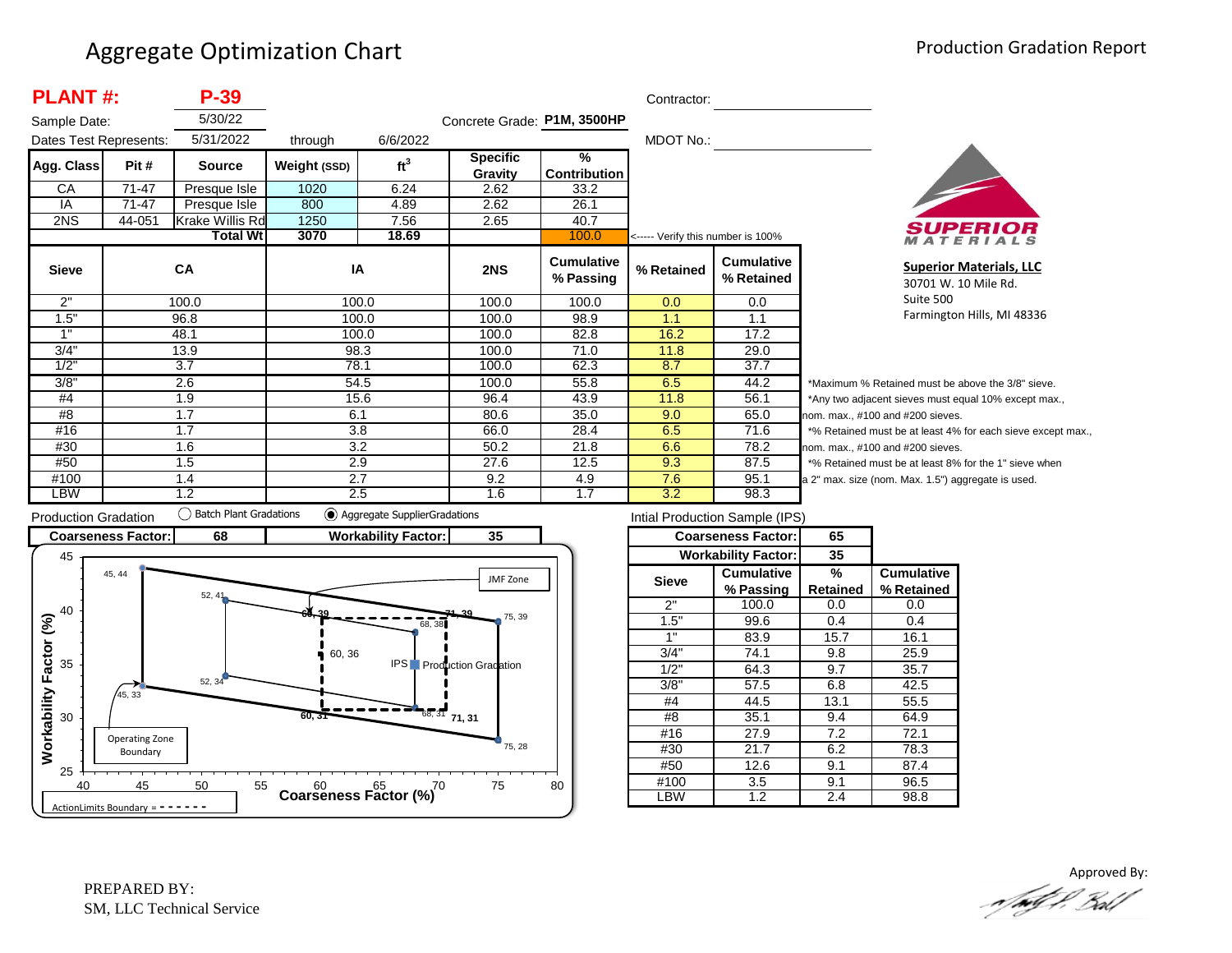# Aggregate Optimization Chart

Production Gradation Report

**PLANT #: P-39**

Sample Date: 5/30/22

Dates Test Represents: 5/31/2022 through 6/6/2022

Concrete Grade: **P1M, 3500HP**

Contractor:

MDOT No.:

| Agg. Class | Pit # | Source | Weight (SSD) | ft$^3$ | Specific Gravity | % Contribution |
|---|---|---|---|---|---|---|
| CA | 71-47 | Presque Isle | 1020 | 6.24 | 2.62 | 33.2 |
| IA | 71-47 | Presque Isle | 800 | 4.89 | 2.62 | 26.1 |
| 2NS | 44-051 | Krake Willis Rd | 1250 | 7.56 | 2.65 | 40.7 |
| | | **Total Wt** | 3070 | 18.69 | | 100.0 |

<----- Verify this number is 100%

| Sieve | CA | IA | 2NS | Cumulative % Passing | % Retained | Cumulative % Retained |
|---|---|---|---|---|---|---|
| 2" | 100.0 | 100.0 | 100.0 | 100.0 | 0.0 | 0.0 |
| 1.5" | 96.8 | 100.0 | 100.0 | 98.9 | 1.1 | 1.1 |
| 1" | 48.1 | 100.0 | 100.0 | 82.8 | 16.2 | 17.2 |
| 3/4" | 13.9 | 98.3 | 100.0 | 71.0 | 11.8 | 29.0 |
| 1/2" | 3.7 | 78.1 | 100.0 | 62.3 | 8.7 | 37.7 |
| 3/8" | 2.6 | 54.5 | 100.0 | 55.8 | 6.5 | 44.2 |
| #4 | 1.9 | 15.6 | 96.4 | 43.9 | 11.8 | 56.1 |
| #8 | 1.7 | 6.1 | 80.6 | 35.0 | 9.0 | 65.0 |
| #16 | 1.7 | 3.8 | 66.0 | 28.4 | 6.5 | 71.6 |
| #30 | 1.6 | 3.2 | 50.2 | 21.8 | 6.6 | 78.2 |
| #50 | 1.5 | 2.9 | 27.6 | 12.5 | 9.3 | 87.5 |
| #100 | 1.4 | 2.7 | 9.2 | 4.9 | 7.6 | 95.1 |
| LBW | 1.2 | 2.5 | 1.6 | 1.7 | 3.2 | 98.3 |

*Maximum % Retained must be above the 3/8" sieve.
*Any two adjacent sieves must equal 10% except max., nom. max., #100 and #200 sieves.
*% Retained must be at least 4% for each sieve except max., nom. max., #100 and #200 sieves.
*% Retained must be at least 8% for the 1" sieve when a 2" max. size (nom. Max. 1.5") aggregate is used.

**Superior Materials, LLC**
30701 W. 10 Mile Rd.
Suite 500
Farmington Hills, MI 48336

Production Gradation ○ Batch Plant Gradations ◉ Aggregate SupplierGradations

| Coarseness Factor: | 68 | Workability Factor: | 35 |
|---|---|---|---|

Intial Production Sample (IPS)

| Coarseness Factor: | 65 |
|---|---|
| Workability Factor: | 35 |

| Sieve | Cumulative % Passing | % Retained | Cumulative % Retained |
|---|---|---|---|
| 2" | 100.0 | 0.0 | 0.0 |
| 1.5" | 99.6 | 0.4 | 0.4 |
| 1" | 83.9 | 15.7 | 16.1 |
| 3/4" | 74.1 | 9.8 | 25.9 |
| 1/2" | 64.3 | 9.7 | 35.7 |
| 3/8" | 57.5 | 6.8 | 42.5 |
| #4 | 44.5 | 13.1 | 55.5 |
| #8 | 35.1 | 9.4 | 64.9 |
| #16 | 27.9 | 7.2 | 72.1 |
| #30 | 21.7 | 6.2 | 78.3 |
| #50 | 12.6 | 9.1 | 87.4 |
| #100 | 3.5 | 9.1 | 96.5 |
| LBW | 1.2 | 2.4 | 98.8 |

PREPARED BY:
SM, LLC Technical Service

Approved By: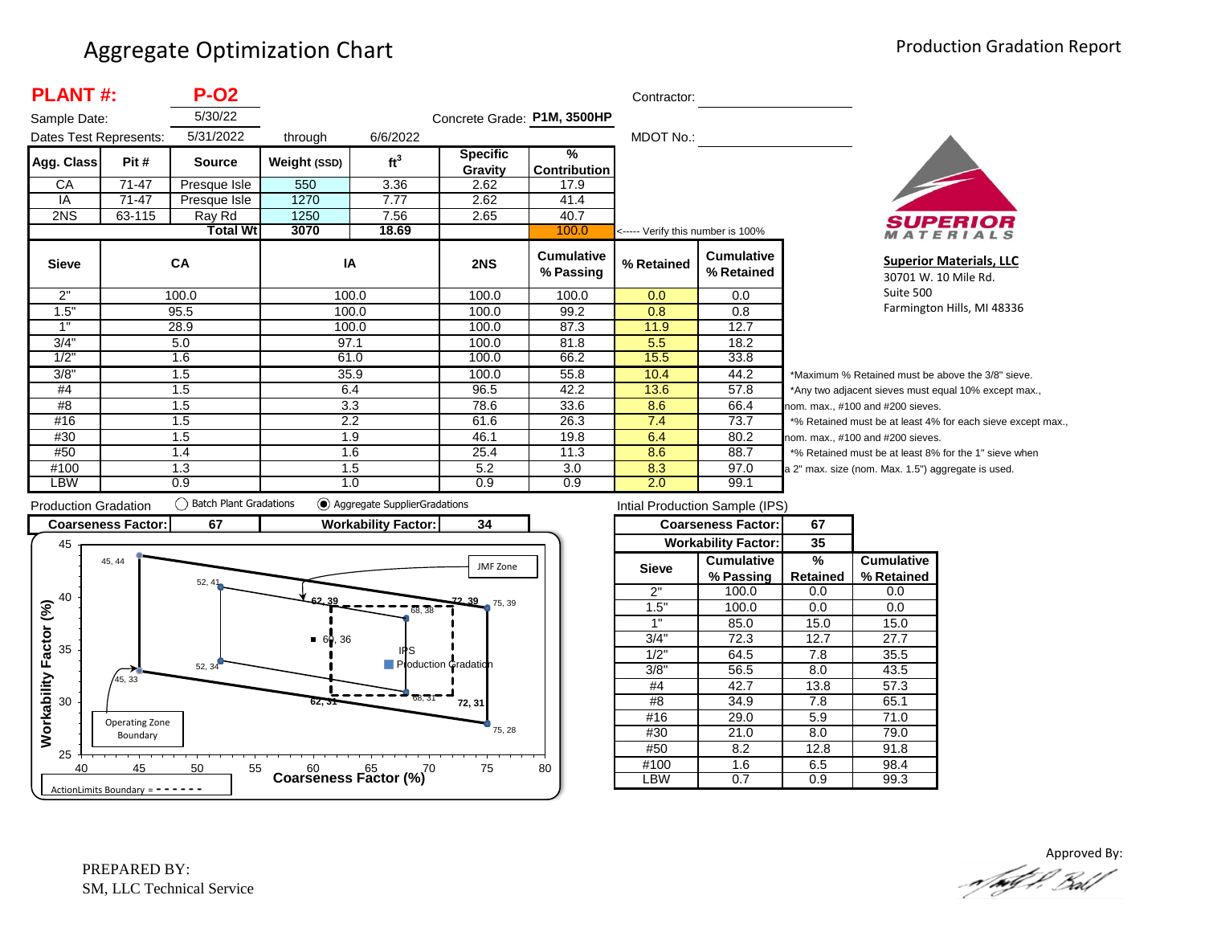# Aggregate Optimization Chart

Production Gradation Report

**PLANT #:** **P-O2**

Sample Date: 5/30/22

Dates Test Represents: 5/31/2022 through 6/6/2022

Concrete Grade: **P1M, 3500HP**

Contractor:

MDOT No.:

| Agg. Class | Pit # | Source | Weight (SSD) | $ft^3$ | Specific Gravity | % Contribution |
|---|---|---|---|---|---|---|
| CA | 71-47 | Presque Isle | 550 | 3.36 | 2.62 | 17.9 |
| IA | 71-47 | Presque Isle | 1270 | 7.77 | 2.62 | 41.4 |
| 2NS | 63-115 | Ray Rd | 1250 | 7.56 | 2.65 | 40.7 |
| | | **Total Wt** | **3070** | **18.69** | | 100.0 |

<----- Verify this number is 100%

| Sieve | CA | IA | 2NS | Cumulative % Passing | % Retained | Cumulative % Retained |
|---|---|---|---|---|---|---|
| 2" | 100.0 | 100.0 | 100.0 | 100.0 | 0.0 | 0.0 |
| 1.5" | 95.5 | 100.0 | 100.0 | 99.2 | 0.8 | 0.8 |
| 1" | 28.9 | 100.0 | 100.0 | 87.3 | 11.9 | 12.7 |
| 3/4" | 5.0 | 97.1 | 100.0 | 81.8 | 5.5 | 18.2 |
| 1/2" | 1.6 | 61.0 | 100.0 | 66.2 | 15.5 | 33.8 |
| 3/8" | 1.5 | 35.9 | 100.0 | 55.8 | 10.4 | 44.2 |
| #4 | 1.5 | 6.4 | 96.5 | 42.2 | 13.6 | 57.8 |
| #8 | 1.5 | 3.3 | 78.6 | 33.6 | 8.6 | 66.4 |
| #16 | 1.5 | 2.2 | 61.6 | 26.3 | 7.4 | 73.7 |
| #30 | 1.5 | 1.9 | 46.1 | 19.8 | 6.4 | 80.2 |
| #50 | 1.4 | 1.6 | 25.4 | 11.3 | 8.6 | 88.7 |
| #100 | 1.3 | 1.5 | 5.2 | 3.0 | 8.3 | 97.0 |
| LBW | 0.9 | 1.0 | 0.9 | 0.9 | 2.0 | 99.1 |

*Maximum % Retained must be above the 3/8" sieve.
*Any two adjacent sieves must equal 10% except max., nom. max., #100 and #200 sieves.
*% Retained must be at least 4% for each sieve except max., nom. max., #100 and #200 sieves.
*% Retained must be at least 8% for the 1" sieve when a 2" max. size (nom. Max. 1.5") aggregate is used.

**Superior Materials, LLC**
30701 W. 10 Mile Rd.
Suite 500
Farmington Hills, MI 48336

Production Gradation ○ Batch Plant Gradations ◉ Aggregate SupplierGradations

| **Coarseness Factor:** | **67** | **Workability Factor:** | **34** |
|---|---|---|---|

Workability Factor (%)
Coarseness Factor (%)
45, 44
52, 41
62, 39
72, 39
75, 39
68, 38
60, 36
52, 34
45, 33
62, 31
68, 31
72, 31
75, 28
JMF Zone
IPS
Production Gradation
Operating Zone Boundary
ActionLimits Boundary = - - - - - -

Intial Production Sample (IPS)

| **Coarseness Factor:** | **67** | |
|---|---|---|
| **Workability Factor:** | **35** | |

| Sieve | Cumulative % Passing | % Retained | Cumulative % Retained |
|---|---|---|---|
| 2" | 100.0 | 0.0 | 0.0 |
| 1.5" | 100.0 | 0.0 | 0.0 |
| 1" | 85.0 | 15.0 | 15.0 |
| 3/4" | 72.3 | 12.7 | 27.7 |
| 1/2" | 64.5 | 7.8 | 35.5 |
| 3/8" | 56.5 | 8.0 | 43.5 |
| #4 | 42.7 | 13.8 | 57.3 |
| #8 | 34.9 | 7.8 | 65.1 |
| #16 | 29.0 | 5.9 | 71.0 |
| #30 | 21.0 | 8.0 | 79.0 |
| #50 | 8.2 | 12.8 | 91.8 |
| #100 | 1.6 | 6.5 | 98.4 |
| LBW | 0.7 | 0.9 | 99.3 |

PREPARED BY:
SM, LLC Technical Service

Approved By: